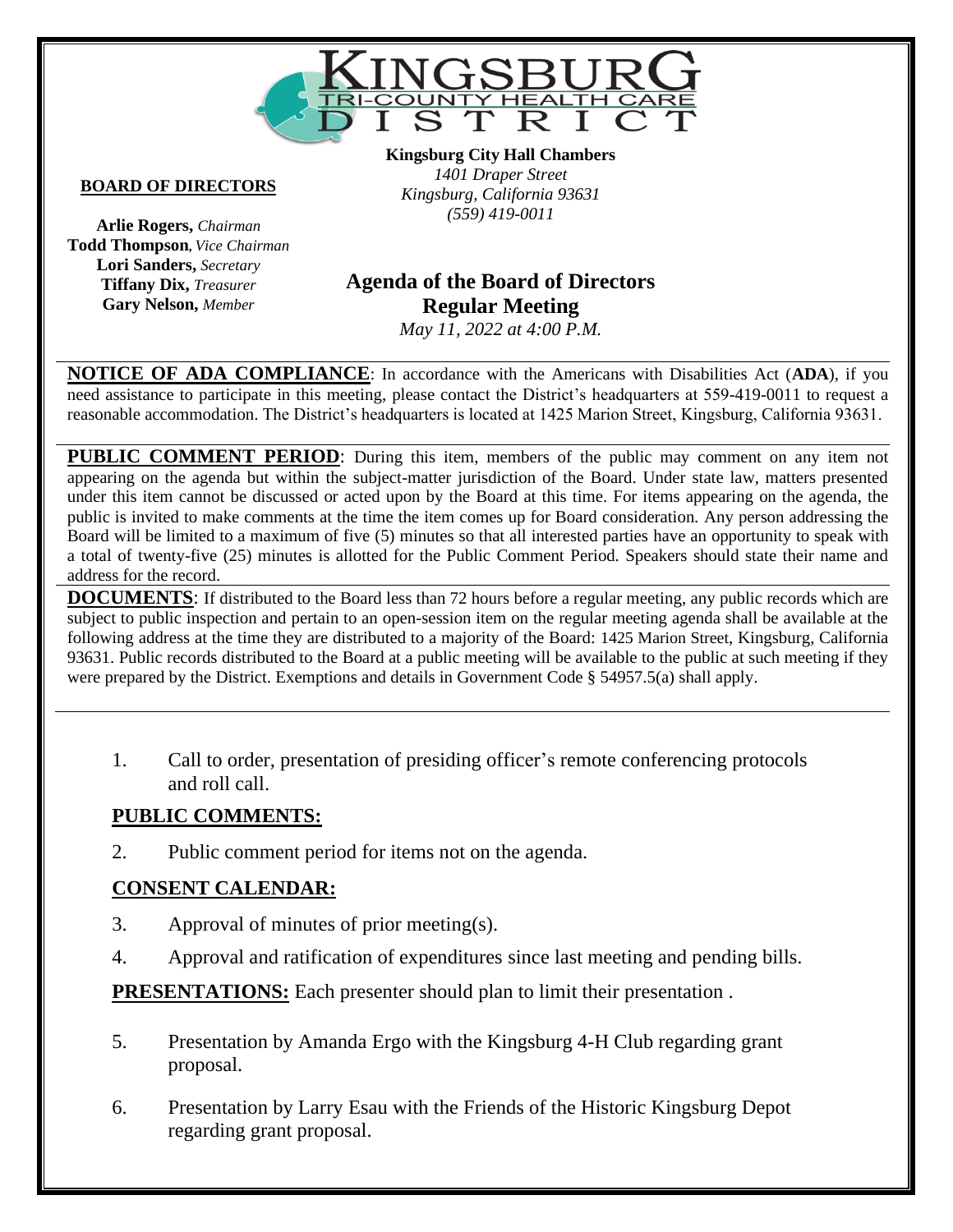# KINGSBURG TRI-COUNTY HEALTH CARE DISTRICT

**Kingsburg City Hall Chambers**
*1401 Draper Street*
*Kingsburg, California 93631*
*(559) 419-0011*

**BOARD OF DIRECTORS**

**Arlie Rogers,** *Chairman*
**Todd Thompson**, *Vice Chairman*
**Lori Sanders,** *Secretary*
**Tiffany Dix,** *Treasurer*
**Gary Nelson,** *Member*

## Agenda of the Board of Directors
## Regular Meeting

*May 11, 2022 at 4:00 P.M.*

**NOTICE OF ADA COMPLIANCE**: In accordance with the Americans with Disabilities Act (**ADA**), if you need assistance to participate in this meeting, please contact the District's headquarters at 559-419-0011 to request a reasonable accommodation. The District's headquarters is located at 1425 Marion Street, Kingsburg, California 93631.

**PUBLIC COMMENT PERIOD**: During this item, members of the public may comment on any item not appearing on the agenda but within the subject-matter jurisdiction of the Board. Under state law, matters presented under this item cannot be discussed or acted upon by the Board at this time. For items appearing on the agenda, the public is invited to make comments at the time the item comes up for Board consideration. Any person addressing the Board will be limited to a maximum of five (5) minutes so that all interested parties have an opportunity to speak with a total of twenty-five (25) minutes is allotted for the Public Comment Period. Speakers should state their name and address for the record.

**DOCUMENTS**: If distributed to the Board less than 72 hours before a regular meeting, any public records which are subject to public inspection and pertain to an open-session item on the regular meeting agenda shall be available at the following address at the time they are distributed to a majority of the Board: 1425 Marion Street, Kingsburg, California 93631. Public records distributed to the Board at a public meeting will be available to the public at such meeting if they were prepared by the District. Exemptions and details in Government Code § 54957.5(a) shall apply.

1. Call to order, presentation of presiding officer's remote conferencing protocols and roll call.

**PUBLIC COMMENTS:**

2. Public comment period for items not on the agenda.

**CONSENT CALENDAR:**

3. Approval of minutes of prior meeting(s).
4. Approval and ratification of expenditures since last meeting and pending bills.

**PRESENTATIONS:** Each presenter should plan to limit their presentation .

5. Presentation by Amanda Ergo with the Kingsburg 4-H Club regarding grant proposal.
6. Presentation by Larry Esau with the Friends of the Historic Kingsburg Depot regarding grant proposal.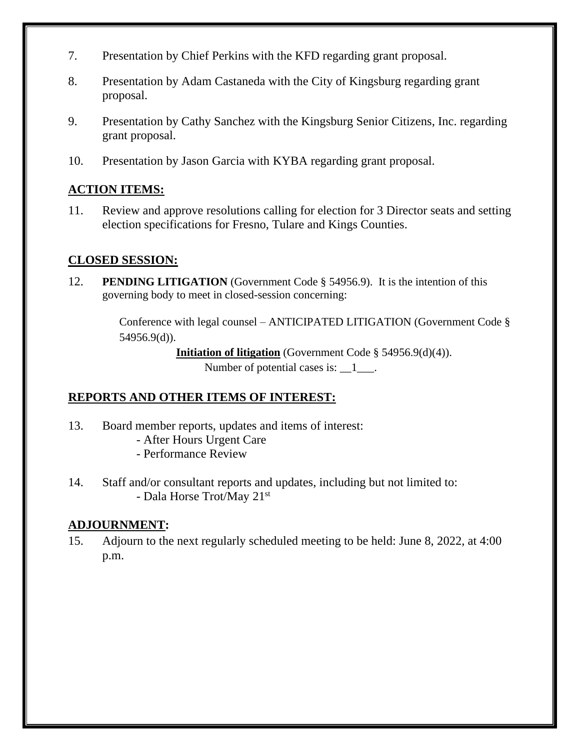7. Presentation by Chief Perkins with the KFD regarding grant proposal.

8. Presentation by Adam Castaneda with the City of Kingsburg regarding grant proposal.

9. Presentation by Cathy Sanchez with the Kingsburg Senior Citizens, Inc. regarding grant proposal.

10. Presentation by Jason Garcia with KYBA regarding grant proposal.

## ACTION ITEMS:

11. Review and approve resolutions calling for election for 3 Director seats and setting election specifications for Fresno, Tulare and Kings Counties.

## CLOSED SESSION:

12. **PENDING LITIGATION** (Government Code § 54956.9). It is the intention of this governing body to meet in closed-session concerning:

    Conference with legal counsel – ANTICIPATED LITIGATION (Government Code § 54956.9(d)).

    **Initiation of litigation** (Government Code § 54956.9(d)(4)).

    Number of potential cases is: __1___.

## REPORTS AND OTHER ITEMS OF INTEREST:

13. Board member reports, updates and items of interest:
    - After Hours Urgent Care
    - Performance Review

14. Staff and/or consultant reports and updates, including but not limited to:
    - Dala Horse Trot/May 21st

## ADJOURNMENT:

15. Adjourn to the next regularly scheduled meeting to be held: June 8, 2022, at 4:00 p.m.